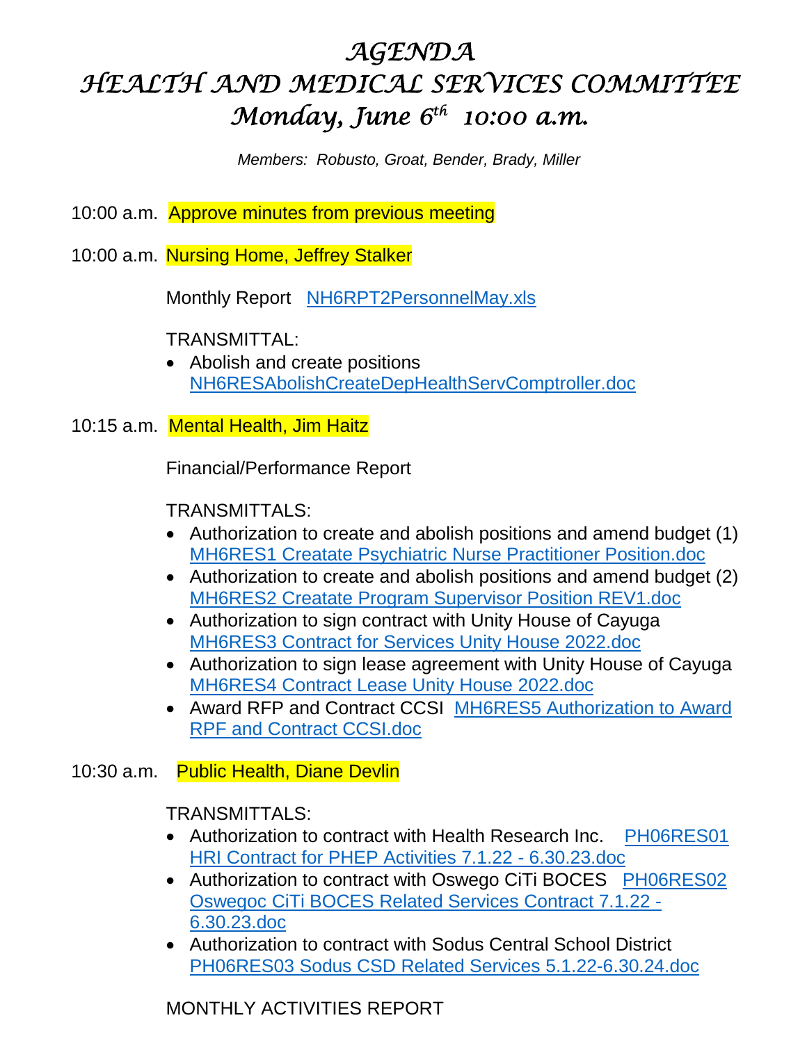# AGENDA
# HEALTH AND MEDICAL SERVICES COMMITTEE
# Monday, June 6th 10:00 a.m.

*Members: Robusto, Groat, Bender, Brady, Miller*

10:00 a.m. Approve minutes from previous meeting

10:00 a.m. Nursing Home, Jeffrey Stalker

Monthly Report NH6RPT2PersonnelMay.xls

TRANSMITTAL:

- Abolish and create positions NH6RESAbolishCreateDepHealthServComptroller.doc

10:15 a.m. Mental Health, Jim Haitz

Financial/Performance Report

TRANSMITTALS:

- Authorization to create and abolish positions and amend budget (1) MH6RES1 Creatate Psychiatric Nurse Practitioner Position.doc
- Authorization to create and abolish positions and amend budget (2) MH6RES2 Creatate Program Supervisor Position REV1.doc
- Authorization to sign contract with Unity House of Cayuga MH6RES3 Contract for Services Unity House 2022.doc
- Authorization to sign lease agreement with Unity House of Cayuga MH6RES4 Contract Lease Unity House 2022.doc
- Award RFP and Contract CCSI MH6RES5 Authorization to Award RPF and Contract CCSI.doc

10:30 a.m. Public Health, Diane Devlin

TRANSMITTALS:

- Authorization to contract with Health Research Inc. PH06RES01 HRI Contract for PHEP Activities 7.1.22 - 6.30.23.doc
- Authorization to contract with Oswego CiTi BOCES PH06RES02 Oswegoc CiTi BOCES Related Services Contract 7.1.22 - 6.30.23.doc
- Authorization to contract with Sodus Central School District PH06RES03 Sodus CSD Related Services 5.1.22-6.30.24.doc

MONTHLY ACTIVITIES REPORT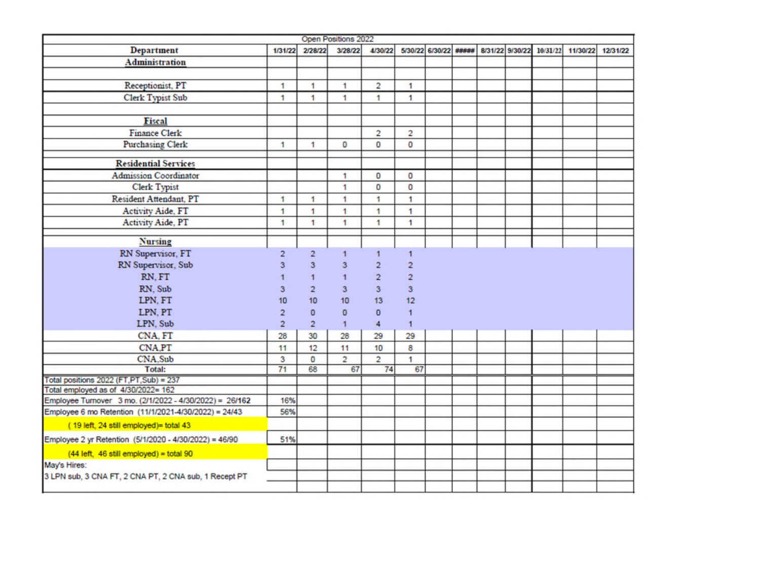| Open Positions 2022 | | | | | | | | | | | | |
|---|---|---|---|---|---|---|---|---|---|---|---|---|
| **Department** | 1/31/22 | 2/28/22 | 3/28/22 | 4/30/22 | 5/30/22 | 6/30/22 | ##### | 8/31/22 | 9/30/22 | 10/31/22 | 11/30/22 | 12/31/22 |
| **Administration** | | | | | | | | | | | | |
| | | | | | | | | | | | | |
| Receptionist, PT | 1 | 1 | 1 | 2 | 1 | | | | | | | |
| Clerk Typist Sub | 1 | 1 | 1 | 1 | 1 | | | | | | | |
| | | | | | | | | | | | | |
| **Fiscal** | | | | | | | | | | | | |
| Finance Clerk | | | | 2 | 2 | | | | | | | |
| Purchasing Clerk | 1 | 1 | 0 | 0 | 0 | | | | | | | |
| | | | | | | | | | | | | |
| **Residential Services** | | | | | | | | | | | | |
| Admission Coordinator | | | 1 | 0 | 0 | | | | | | | |
| Clerk Typist | | | 1 | 0 | 0 | | | | | | | |
| Resident Attendant, PT | 1 | 1 | 1 | 1 | 1 | | | | | | | |
| Activity Aide, FT | 1 | 1 | 1 | 1 | 1 | | | | | | | |
| Activity Aide, PT | 1 | 1 | 1 | 1 | 1 | | | | | | | |
| | | | | | | | | | | | | |
| **Nursing** | | | | | | | | | | | | |
| RN Supervisor, FT | 2 | 2 | 1 | 1 | 1 | | | | | | | |
| RN Supervisor, Sub | 3 | 3 | 3 | 2 | 2 | | | | | | | |
| RN, FT | 1 | 1 | 1 | 2 | 2 | | | | | | | |
| RN, Sub | 3 | 2 | 3 | 3 | 3 | | | | | | | |
| LPN, FT | 10 | 10 | 10 | 13 | 12 | | | | | | | |
| LPN, PT | 2 | 0 | 0 | 0 | 1 | | | | | | | |
| LPN, Sub | 2 | 2 | 1 | 4 | 1 | | | | | | | |
| CNA, FT | 28 | 30 | 28 | 29 | 29 | | | | | | | |
| CNA,PT | 11 | 12 | 11 | 10 | 8 | | | | | | | |
| CNA,Sub | 3 | 0 | 2 | 2 | 1 | | | | | | | |
| **Total:** | 71 | 68 | 67 | 74 | 67 | | | | | | | |
| Total positions 2022 (FT,PT,Sub) = 237 | | | | | | | | | | | | |
| Total employed as of 4/30/2022= 162 | | | | | | | | | | | | |
| Employee Turnover 3 mo. (2/1/2022 - 4/30/2022) = 26/162 | 16% | | | | | | | | | | | |
| Employee 6 mo Retention (11/1/2021-4/30/2022) = 24/43 | 56% | | | | | | | | | | | |
| ( 19 left, 24 still employed)= total 43 | | | | | | | | | | | | |
| Employee 2 yr Retention (5/1/2020 - 4/30/2022) = 46/90 | 51% | | | | | | | | | | | |
| (44 left, 46 still employed) = total 90 | | | | | | | | | | | | |
| May's Hires: | | | | | | | | | | | | |
| 3 LPN sub, 3 CNA FT, 2 CNA PT, 2 CNA sub, 1 Recept PT | | | | | | | | | | | | |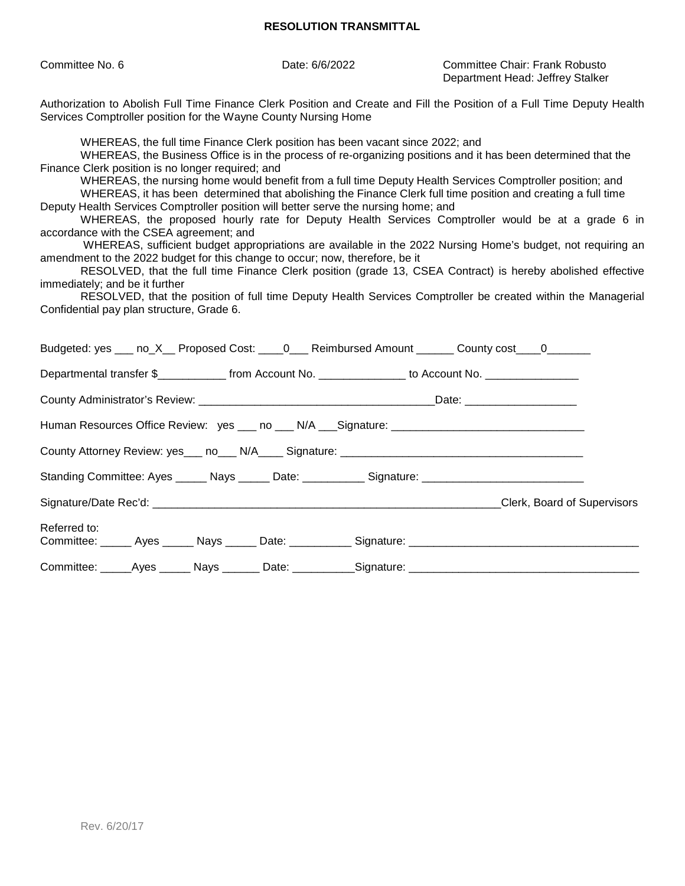**RESOLUTION TRANSMITTAL**

Committee No. 6 Date: 6/6/2022 Committee Chair: Frank Robusto
Department Head: Jeffrey Stalker

Authorization to Abolish Full Time Finance Clerk Position and Create and Fill the Position of a Full Time Deputy Health Services Comptroller position for the Wayne County Nursing Home

WHEREAS, the full time Finance Clerk position has been vacant since 2022; and
WHEREAS, the Business Office is in the process of re-organizing positions and it has been determined that the Finance Clerk position is no longer required; and
WHEREAS, the nursing home would benefit from a full time Deputy Health Services Comptroller position; and
WHEREAS, it has been determined that abolishing the Finance Clerk full time position and creating a full time Deputy Health Services Comptroller position will better serve the nursing home; and
WHEREAS, the proposed hourly rate for Deputy Health Services Comptroller would be at a grade 6 in accordance with the CSEA agreement; and
WHEREAS, sufficient budget appropriations are available in the 2022 Nursing Home's budget, not requiring an amendment to the 2022 budget for this change to occur; now, therefore, be it
RESOLVED, that the full time Finance Clerk position (grade 13, CSEA Contract) is hereby abolished effective immediately; and be it further
RESOLVED, that the position of full time Deputy Health Services Comptroller be created within the Managerial Confidential pay plan structure, Grade 6.

Budgeted: yes ___ no_X__ Proposed Cost: ____0___ Reimbursed Amount ______ County cost____0_______

Departmental transfer $___________ from Account No. ______________ to Account No. _______________

County Administrator's Review: ______________________________________Date: __________________

Human Resources Office Review: yes ___ no ___ N/A ___Signature: _______________________________

County Attorney Review: yes___ no___ N/A____ Signature: _______________________________________

Standing Committee: Ayes _____ Nays _____ Date: __________ Signature: __________________________

Signature/Date Rec'd: _________________________________________________________Clerk, Board of Supervisors

Referred to:
Committee: _____ Ayes _____ Nays _____ Date: __________ Signature: _____________________________________

Committee: _____Ayes _____ Nays ______ Date: __________Signature: _____________________________________

Rev. 6/20/17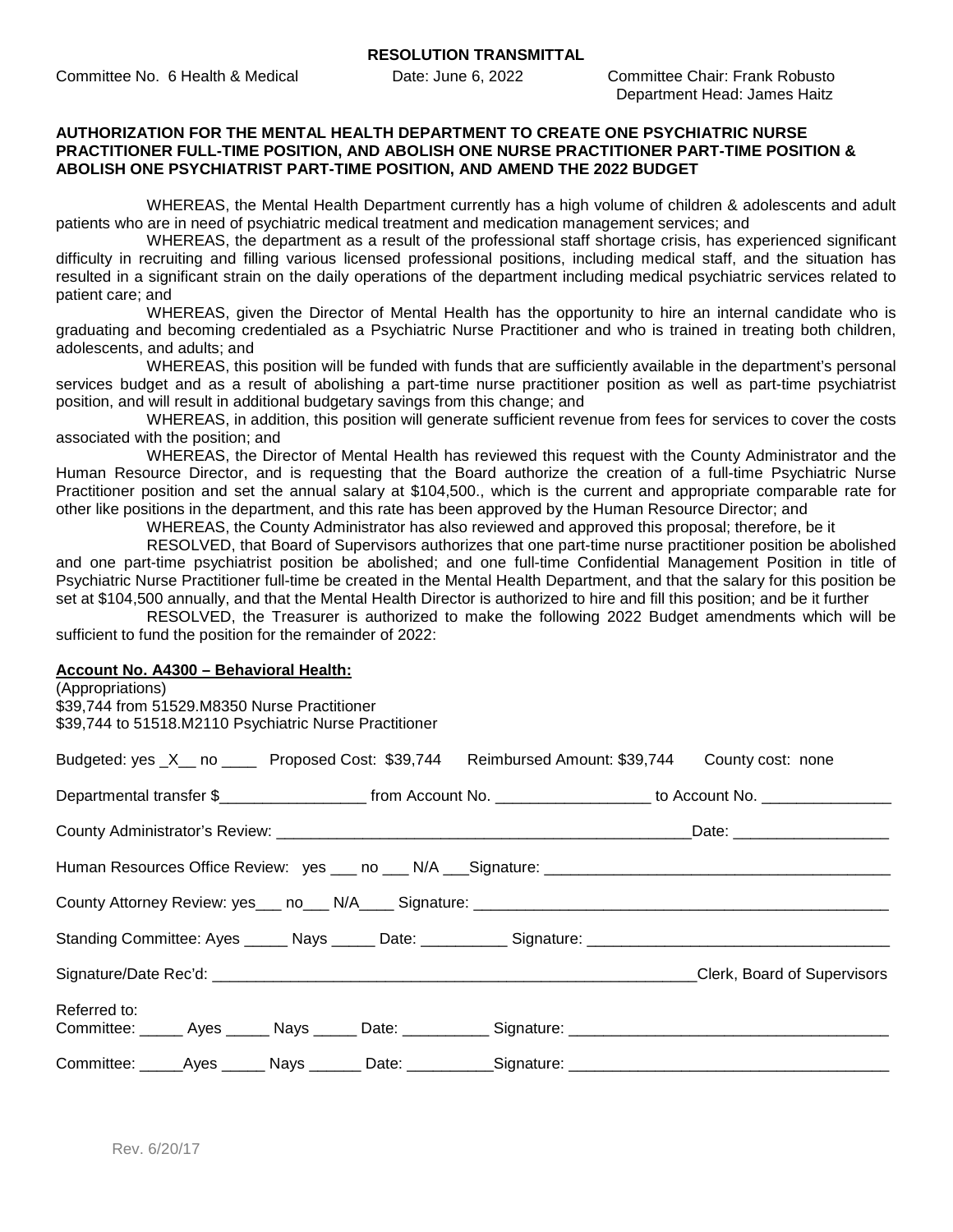**RESOLUTION TRANSMITTAL**

Committee No. 6 Health & Medical Date: June 6, 2022 Committee Chair: Frank Robusto
Department Head: James Haitz

**AUTHORIZATION FOR THE MENTAL HEALTH DEPARTMENT TO CREATE ONE PSYCHIATRIC NURSE PRACTITIONER FULL-TIME POSITION, AND ABOLISH ONE NURSE PRACTITIONER PART-TIME POSITION & ABOLISH ONE PSYCHIATRIST PART-TIME POSITION, AND AMEND THE 2022 BUDGET**

WHEREAS, the Mental Health Department currently has a high volume of children & adolescents and adult patients who are in need of psychiatric medical treatment and medication management services; and

WHEREAS, the department as a result of the professional staff shortage crisis, has experienced significant difficulty in recruiting and filling various licensed professional positions, including medical staff, and the situation has resulted in a significant strain on the daily operations of the department including medical psychiatric services related to patient care; and

WHEREAS, given the Director of Mental Health has the opportunity to hire an internal candidate who is graduating and becoming credentialed as a Psychiatric Nurse Practitioner and who is trained in treating both children, adolescents, and adults; and

WHEREAS, this position will be funded with funds that are sufficiently available in the department's personal services budget and as a result of abolishing a part-time nurse practitioner position as well as part-time psychiatrist position, and will result in additional budgetary savings from this change; and

WHEREAS, in addition, this position will generate sufficient revenue from fees for services to cover the costs associated with the position; and

WHEREAS, the Director of Mental Health has reviewed this request with the County Administrator and the Human Resource Director, and is requesting that the Board authorize the creation of a full-time Psychiatric Nurse Practitioner position and set the annual salary at $104,500., which is the current and appropriate comparable rate for other like positions in the department, and this rate has been approved by the Human Resource Director; and

WHEREAS, the County Administrator has also reviewed and approved this proposal; therefore, be it

RESOLVED, that Board of Supervisors authorizes that one part-time nurse practitioner position be abolished and one part-time psychiatrist position be abolished; and one full-time Confidential Management Position in title of Psychiatric Nurse Practitioner full-time be created in the Mental Health Department, and that the salary for this position be set at $104,500 annually, and that the Mental Health Director is authorized to hire and fill this position; and be it further

RESOLVED, the Treasurer is authorized to make the following 2022 Budget amendments which will be sufficient to fund the position for the remainder of 2022:

**Account No. A4300 – Behavioral Health:**
(Appropriations)
$39,744 from 51529.M8350 Nurse Practitioner
$39,744 to 51518.M2110 Psychiatric Nurse Practitioner

Budgeted: yes _X__ no ____ Proposed Cost: $39,744 Reimbursed Amount: $39,744 County cost: none

Departmental transfer $_________________ from Account No. _________________ to Account No. _______________

County Administrator's Review: __________________________________________________Date: __________________

Human Resources Office Review: yes ___ no ___ N/A ___Signature: ________________________________________

County Attorney Review: yes___ no___ N/A____ Signature: ________________________________________________

Standing Committee: Ayes _____ Nays _____ Date: __________ Signature: ___________________________________

Signature/Date Rec'd: __________________________________________________________Clerk, Board of Supervisors

Referred to:
Committee: _____ Ayes _____ Nays _____ Date: __________ Signature: ____________________________________

Committee: _____Ayes _____ Nays ______ Date: __________Signature: ____________________________________

Rev. 6/20/17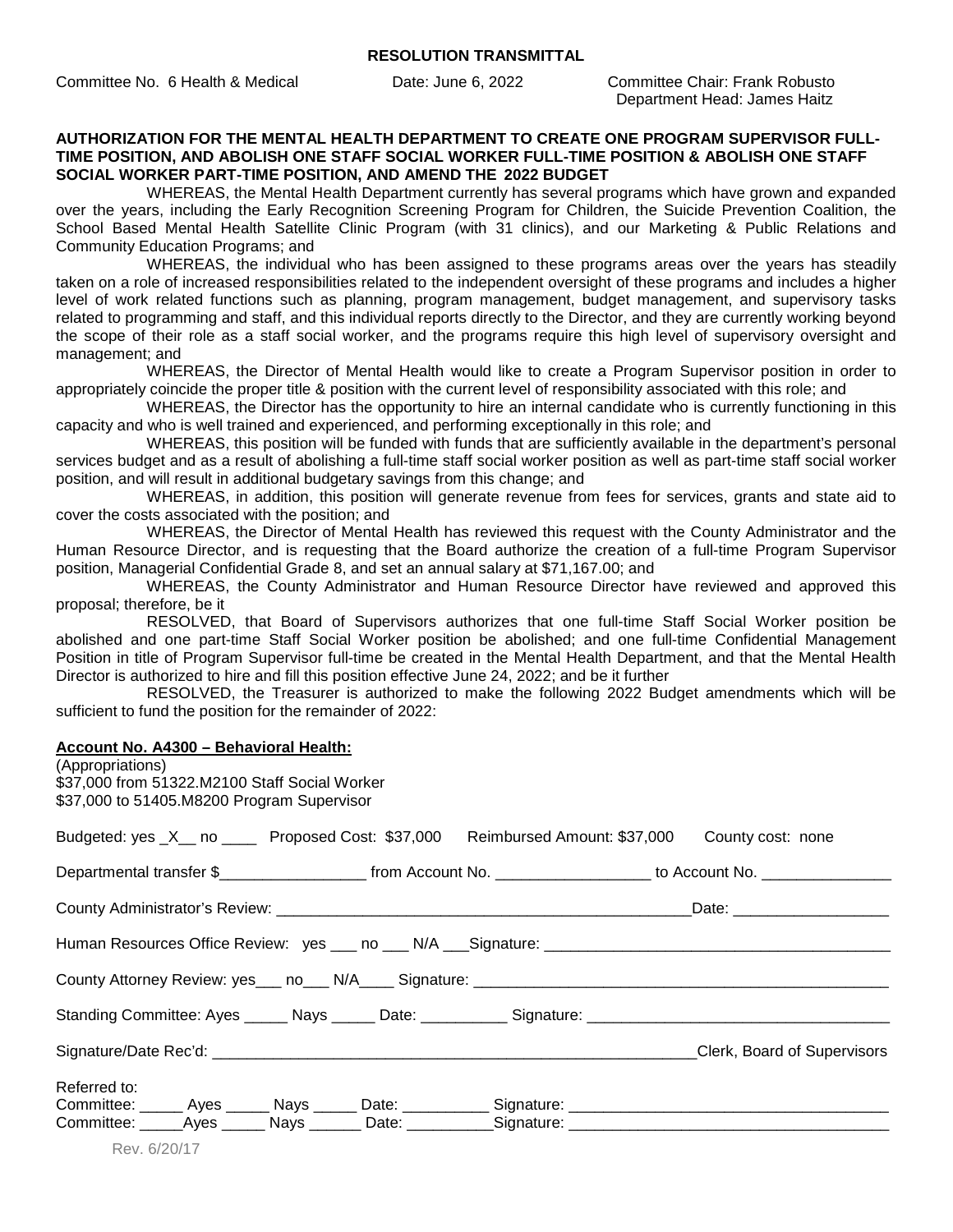**RESOLUTION TRANSMITTAL**

Committee No. 6 Health & Medical Date: June 6, 2022 Committee Chair: Frank Robusto
Department Head: James Haitz

**AUTHORIZATION FOR THE MENTAL HEALTH DEPARTMENT TO CREATE ONE PROGRAM SUPERVISOR FULL-TIME POSITION, AND ABOLISH ONE STAFF SOCIAL WORKER FULL-TIME POSITION & ABOLISH ONE STAFF SOCIAL WORKER PART-TIME POSITION, AND AMEND THE 2022 BUDGET**

WHEREAS, the Mental Health Department currently has several programs which have grown and expanded over the years, including the Early Recognition Screening Program for Children, the Suicide Prevention Coalition, the School Based Mental Health Satellite Clinic Program (with 31 clinics), and our Marketing & Public Relations and Community Education Programs; and

WHEREAS, the individual who has been assigned to these programs areas over the years has steadily taken on a role of increased responsibilities related to the independent oversight of these programs and includes a higher level of work related functions such as planning, program management, budget management, and supervisory tasks related to programming and staff, and this individual reports directly to the Director, and they are currently working beyond the scope of their role as a staff social worker, and the programs require this high level of supervisory oversight and management; and

WHEREAS, the Director of Mental Health would like to create a Program Supervisor position in order to appropriately coincide the proper title & position with the current level of responsibility associated with this role; and

WHEREAS, the Director has the opportunity to hire an internal candidate who is currently functioning in this capacity and who is well trained and experienced, and performing exceptionally in this role; and

WHEREAS, this position will be funded with funds that are sufficiently available in the department's personal services budget and as a result of abolishing a full-time staff social worker position as well as part-time staff social worker position, and will result in additional budgetary savings from this change; and

WHEREAS, in addition, this position will generate revenue from fees for services, grants and state aid to cover the costs associated with the position; and

WHEREAS, the Director of Mental Health has reviewed this request with the County Administrator and the Human Resource Director, and is requesting that the Board authorize the creation of a full-time Program Supervisor position, Managerial Confidential Grade 8, and set an annual salary at $71,167.00; and

WHEREAS, the County Administrator and Human Resource Director have reviewed and approved this proposal; therefore, be it

RESOLVED, that Board of Supervisors authorizes that one full-time Staff Social Worker position be abolished and one part-time Staff Social Worker position be abolished; and one full-time Confidential Management Position in title of Program Supervisor full-time be created in the Mental Health Department, and that the Mental Health Director is authorized to hire and fill this position effective June 24, 2022; and be it further

RESOLVED, the Treasurer is authorized to make the following 2022 Budget amendments which will be sufficient to fund the position for the remainder of 2022:

**Account No. A4300 – Behavioral Health:**
(Appropriations)
$37,000 from 51322.M2100 Staff Social Worker
$37,000 to 51405.M8200 Program Supervisor

Budgeted: yes _X__ no ____ Proposed Cost: $37,000 Reimbursed Amount: $37,000 County cost: none

Departmental transfer $_________________ from Account No. __________________ to Account No. _______________

County Administrator's Review: __________________________________________________Date: __________________

Human Resources Office Review: yes ___ no ___ N/A ___Signature: ________________________________________

County Attorney Review: yes___ no___ N/A____ Signature: ________________________________________________

Standing Committee: Ayes _____ Nays _____ Date: __________ Signature: ___________________________________

Signature/Date Rec'd: __________________________________________________________Clerk, Board of Supervisors

Referred to:
Committee: _____ Ayes _____ Nays _____ Date: __________ Signature: ____________________________________
Committee: _____Ayes _____ Nays ______ Date: __________Signature: _____________________________________

Rev. 6/20/17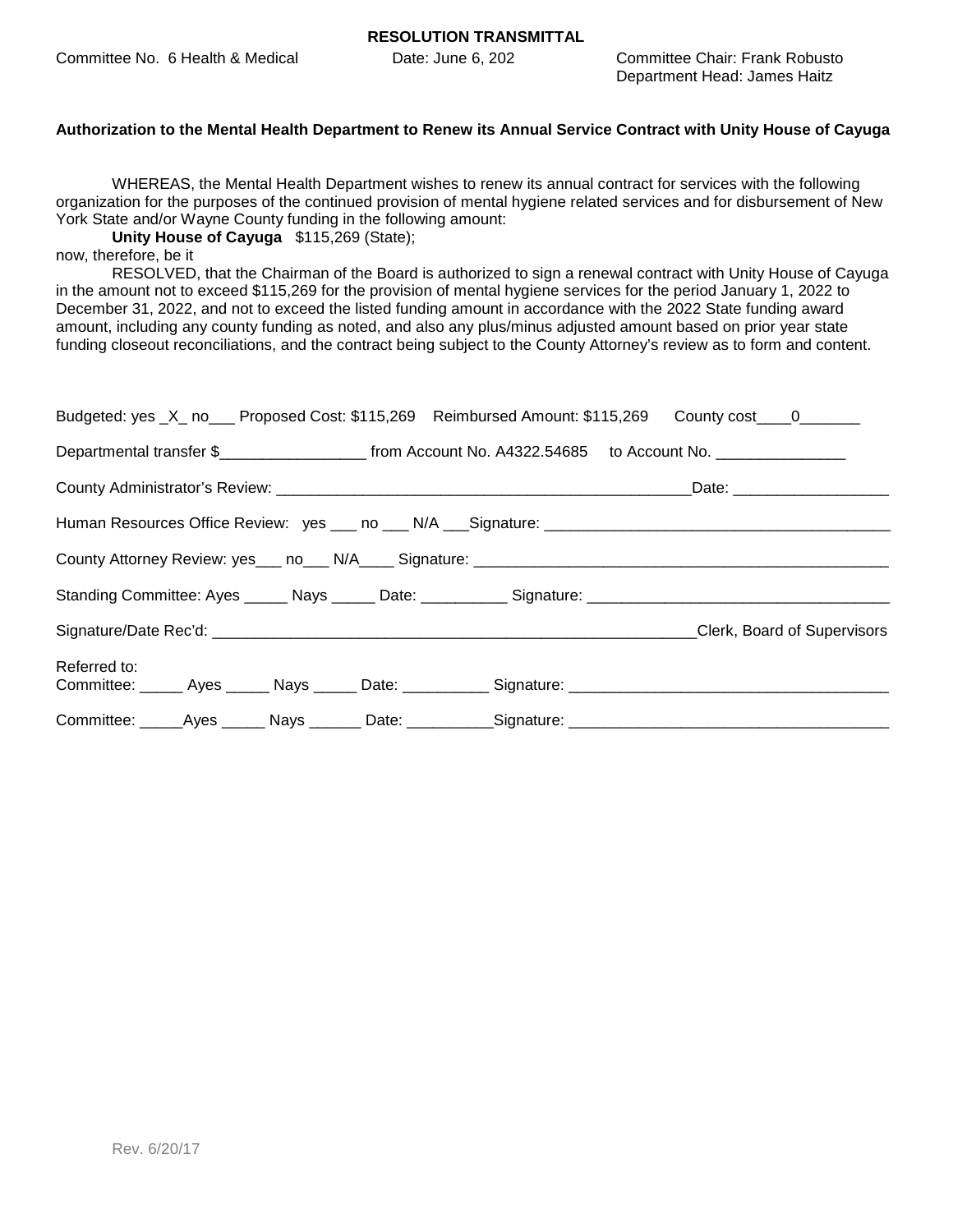**RESOLUTION TRANSMITTAL**

Committee No. 6 Health & Medical Date: June 6, 202 Committee Chair: Frank Robusto
Department Head: James Haitz

**Authorization to the Mental Health Department to Renew its Annual Service Contract with Unity House of Cayuga**

WHEREAS, the Mental Health Department wishes to renew its annual contract for services with the following organization for the purposes of the continued provision of mental hygiene related services and for disbursement of New York State and/or Wayne County funding in the following amount:

**Unity House of Cayuga** $115,269 (State);

now, therefore, be it

RESOLVED, that the Chairman of the Board is authorized to sign a renewal contract with Unity House of Cayuga in the amount not to exceed $115,269 for the provision of mental hygiene services for the period January 1, 2022 to December 31, 2022, and not to exceed the listed funding amount in accordance with the 2022 State funding award amount, including any county funding as noted, and also any plus/minus adjusted amount based on prior year state funding closeout reconciliations, and the contract being subject to the County Attorney's review as to form and content.

Budgeted: yes _X_ no___ Proposed Cost: $115,269 Reimbursed Amount: $115,269 County cost____0_______

Departmental transfer $_________________ from Account No. A4322.54685 to Account No. _______________

County Administrator's Review: __________________________________________________Date: __________________

Human Resources Office Review: yes ___ no ___ N/A ___Signature: ________________________________________

County Attorney Review: yes___ no___ N/A____ Signature: _________________________________________________

Standing Committee: Ayes _____ Nays _____ Date: __________ Signature: ___________________________________

Signature/Date Rec'd: __________________________________________________________Clerk, Board of Supervisors

Referred to:
Committee: _____ Ayes _____ Nays _____ Date: __________ Signature: _____________________________________

Committee: _____Ayes _____ Nays ______ Date: __________Signature: _____________________________________

Rev. 6/20/17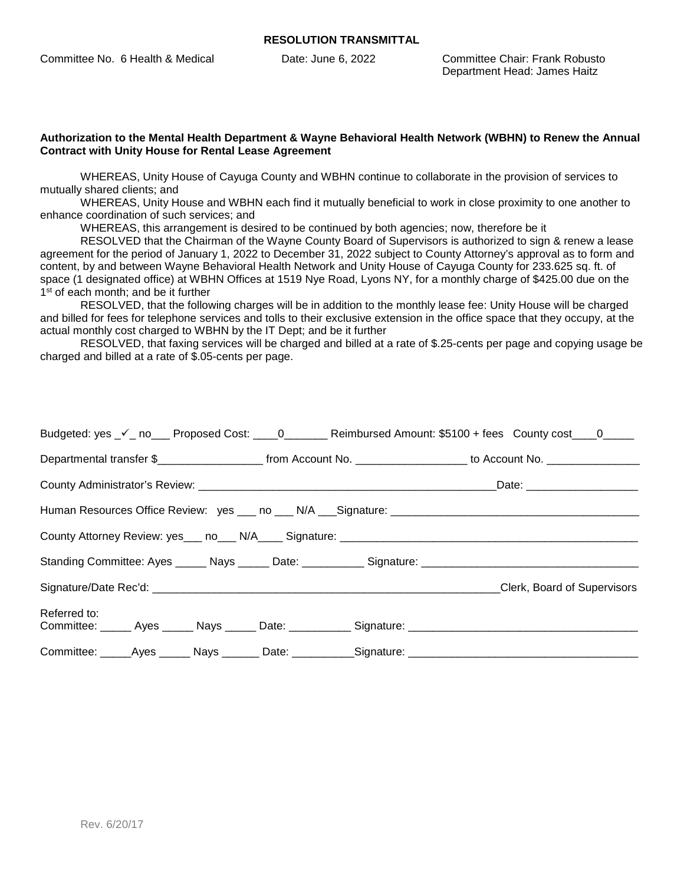**RESOLUTION TRANSMITTAL**

Committee No. 6 Health & Medical    Date: June 6, 2022    Committee Chair: Frank Robusto
Department Head: James Haitz

**Authorization to the Mental Health Department & Wayne Behavioral Health Network (WBHN) to Renew the Annual Contract with Unity House for Rental Lease Agreement**

WHEREAS, Unity House of Cayuga County and WBHN continue to collaborate in the provision of services to mutually shared clients; and

WHEREAS, Unity House and WBHN each find it mutually beneficial to work in close proximity to one another to enhance coordination of such services; and

WHEREAS, this arrangement is desired to be continued by both agencies; now, therefore be it

RESOLVED that the Chairman of the Wayne County Board of Supervisors is authorized to sign & renew a lease agreement for the period of January 1, 2022 to December 31, 2022 subject to County Attorney's approval as to form and content, by and between Wayne Behavioral Health Network and Unity House of Cayuga County for 233.625 sq. ft. of space (1 designated office) at WBHN Offices at 1519 Nye Road, Lyons NY, for a monthly charge of $425.00 due on the 1st of each month; and be it further

RESOLVED, that the following charges will be in addition to the monthly lease fee: Unity House will be charged and billed for fees for telephone services and tolls to their exclusive extension in the office space that they occupy, at the actual monthly cost charged to WBHN by the IT Dept; and be it further

RESOLVED, that faxing services will be charged and billed at a rate of $.25-cents per page and copying usage be charged and billed at a rate of $.05-cents per page.

Budgeted: yes _✓_ no___ Proposed Cost: ____0_______ Reimbursed Amount: $5100 + fees County cost____0_____

Departmental transfer $_________________ from Account No. _________________ to Account No. _______________

County Administrator's Review: _______________________________________________Date: _________________

Human Resources Office Review: yes ___ no ___ N/A ___Signature: ______________________________________

County Attorney Review: yes___ no___ N/A____ Signature: _______________________________________________

Standing Committee: Ayes _____ Nays _____ Date: __________ Signature: _________________________________

Signature/Date Rec'd: ________________________________________________________Clerk, Board of Supervisors

Referred to:
Committee: _____ Ayes _____ Nays _____ Date: __________ Signature: ___________________________________

Committee: _____Ayes _____ Nays ______ Date: __________Signature: ___________________________________

Rev. 6/20/17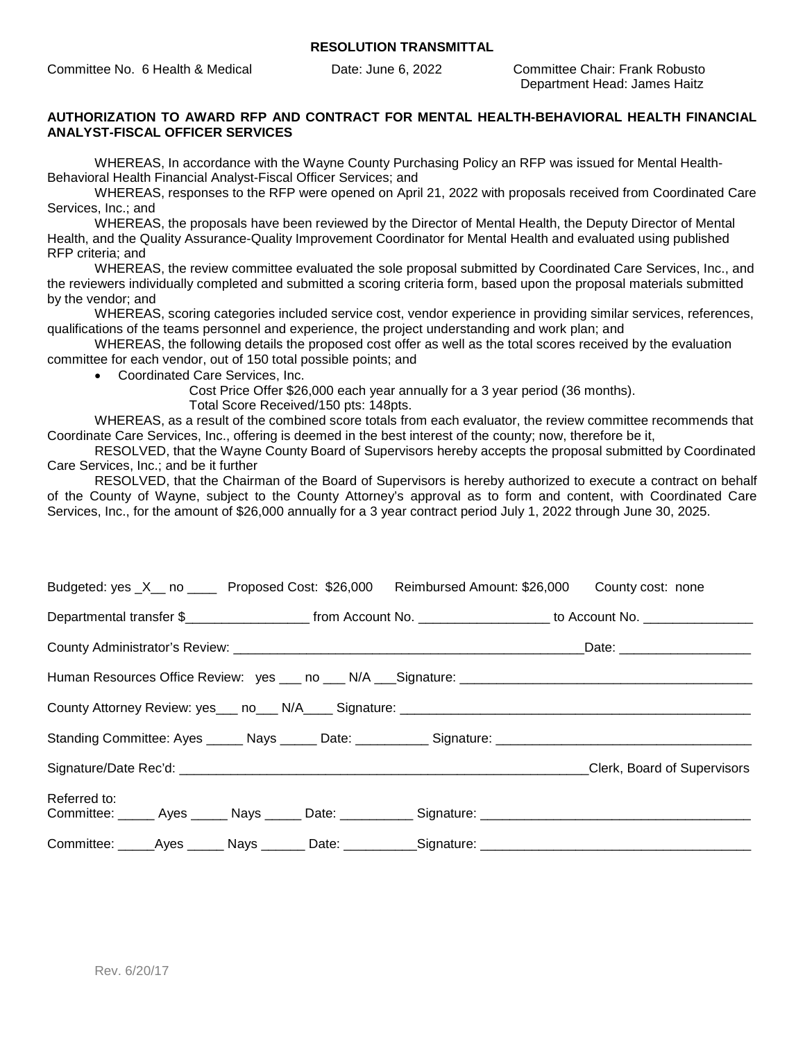**RESOLUTION TRANSMITTAL**

Committee No. 6 Health & Medical    Date: June 6, 2022    Committee Chair: Frank Robusto
Department Head: James Haitz

**AUTHORIZATION TO AWARD RFP AND CONTRACT FOR MENTAL HEALTH-BEHAVIORAL HEALTH FINANCIAL ANALYST-FISCAL OFFICER SERVICES**

WHEREAS, In accordance with the Wayne County Purchasing Policy an RFP was issued for Mental Health-Behavioral Health Financial Analyst-Fiscal Officer Services; and

WHEREAS, responses to the RFP were opened on April 21, 2022 with proposals received from Coordinated Care Services, Inc.; and

WHEREAS, the proposals have been reviewed by the Director of Mental Health, the Deputy Director of Mental Health, and the Quality Assurance-Quality Improvement Coordinator for Mental Health and evaluated using published RFP criteria; and

WHEREAS, the review committee evaluated the sole proposal submitted by Coordinated Care Services, Inc., and the reviewers individually completed and submitted a scoring criteria form, based upon the proposal materials submitted by the vendor; and

WHEREAS, scoring categories included service cost, vendor experience in providing similar services, references, qualifications of the teams personnel and experience, the project understanding and work plan; and

WHEREAS, the following details the proposed cost offer as well as the total scores received by the evaluation committee for each vendor, out of 150 total possible points; and

- Coordinated Care Services, Inc.
  - Cost Price Offer $26,000 each year annually for a 3 year period (36 months).
  - Total Score Received/150 pts: 148pts.

WHEREAS, as a result of the combined score totals from each evaluator, the review committee recommends that Coordinate Care Services, Inc., offering is deemed in the best interest of the county; now, therefore be it,

RESOLVED, that the Wayne County Board of Supervisors hereby accepts the proposal submitted by Coordinated Care Services, Inc.; and be it further

RESOLVED, that the Chairman of the Board of Supervisors is hereby authorized to execute a contract on behalf of the County of Wayne, subject to the County Attorney's approval as to form and content, with Coordinated Care Services, Inc., for the amount of $26,000 annually for a 3 year contract period July 1, 2022 through June 30, 2025.

Budgeted: yes _X__ no ____   Proposed Cost: $26,000   Reimbursed Amount: $26,000   County cost: none

Departmental transfer $_________________ from Account No. __________________ to Account No. _______________

County Administrator's Review: __________________________________________________Date: __________________

Human Resources Office Review: yes ___ no ___ N/A ___Signature: ________________________________________

County Attorney Review: yes___ no___ N/A____ Signature: _________________________________________________

Standing Committee: Ayes _____ Nays _____ Date: __________ Signature: ___________________________________

Signature/Date Rec'd: __________________________________________________________Clerk, Board of Supervisors

Referred to:
Committee: _____ Ayes _____ Nays _____ Date: __________ Signature: _____________________________________

Committee: _____Ayes _____ Nays ______ Date: __________Signature: _____________________________________

Rev. 6/20/17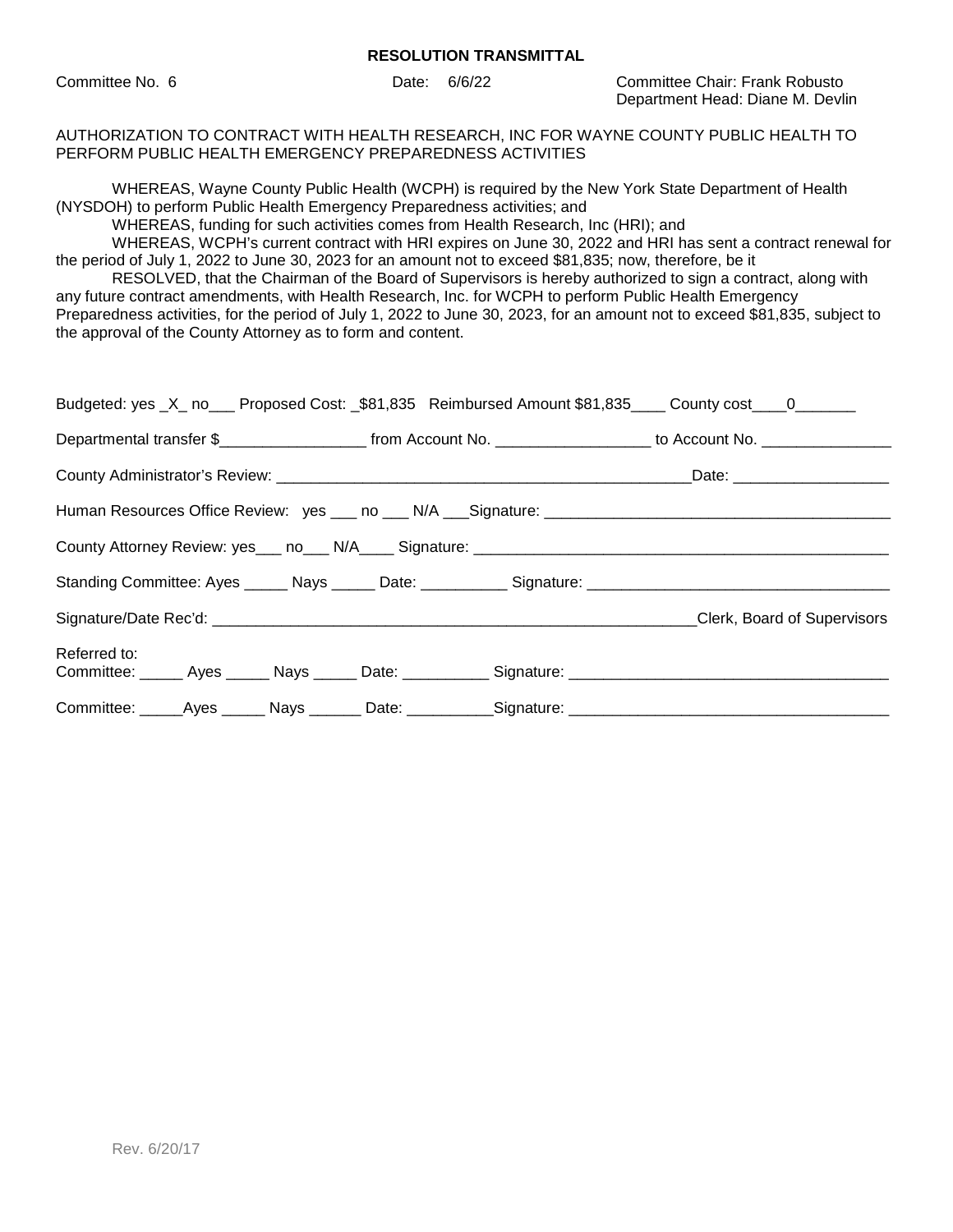**RESOLUTION TRANSMITTAL**

Committee No. 6 Date: 6/6/22 Committee Chair: Frank Robusto
Department Head: Diane M. Devlin

AUTHORIZATION TO CONTRACT WITH HEALTH RESEARCH, INC FOR WAYNE COUNTY PUBLIC HEALTH TO PERFORM PUBLIC HEALTH EMERGENCY PREPAREDNESS ACTIVITIES

WHEREAS, Wayne County Public Health (WCPH) is required by the New York State Department of Health (NYSDOH) to perform Public Health Emergency Preparedness activities; and

WHEREAS, funding for such activities comes from Health Research, Inc (HRI); and

WHEREAS, WCPH's current contract with HRI expires on June 30, 2022 and HRI has sent a contract renewal for the period of July 1, 2022 to June 30, 2023 for an amount not to exceed $81,835; now, therefore, be it

RESOLVED, that the Chairman of the Board of Supervisors is hereby authorized to sign a contract, along with any future contract amendments, with Health Research, Inc. for WCPH to perform Public Health Emergency Preparedness activities, for the period of July 1, 2022 to June 30, 2023, for an amount not to exceed $81,835, subject to the approval of the County Attorney as to form and content.

Budgeted: yes _X_ no___ Proposed Cost: _$81,835 Reimbursed Amount $81,835____ County cost____0_______

Departmental transfer $_________________ from Account No. _________________ to Account No. _______________

County Administrator's Review: _________________________________________________Date: __________________

Human Resources Office Review: yes ___ no ___ N/A ___Signature: ________________________________________

County Attorney Review: yes___ no___ N/A____ Signature: _________________________________________________

Standing Committee: Ayes _____ Nays _____ Date: __________ Signature: ___________________________________

Signature/Date Rec'd: ________________________________________________________Clerk, Board of Supervisors

Referred to:
Committee: _____ Ayes _____ Nays _____ Date: __________ Signature: _____________________________________

Committee: _____Ayes _____ Nays ______ Date: __________Signature: _____________________________________

Rev. 6/20/17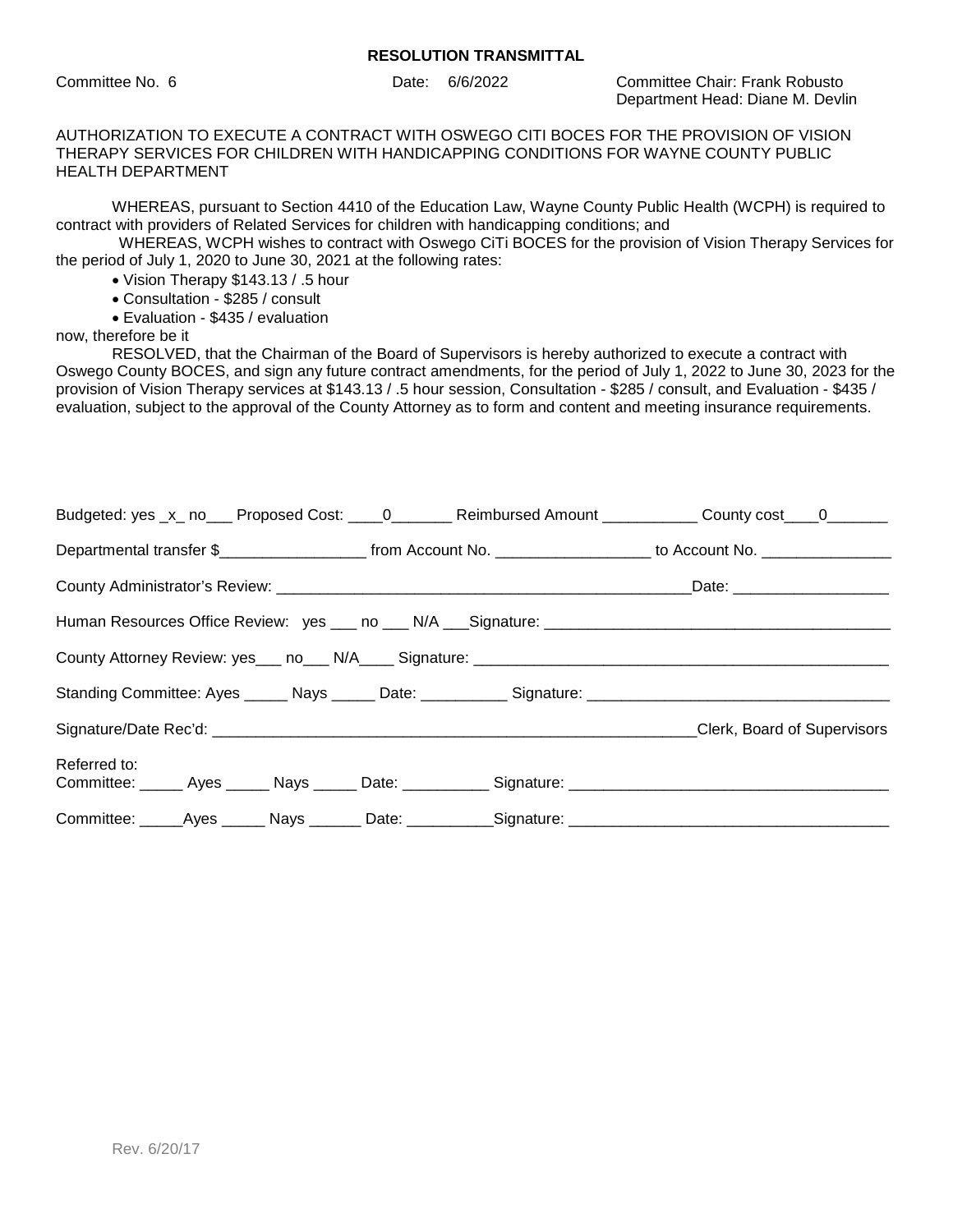**RESOLUTION TRANSMITTAL**

Committee No. 6 Date: 6/6/2022 Committee Chair: Frank Robusto
Department Head: Diane M. Devlin

AUTHORIZATION TO EXECUTE A CONTRACT WITH OSWEGO CITI BOCES FOR THE PROVISION OF VISION THERAPY SERVICES FOR CHILDREN WITH HANDICAPPING CONDITIONS FOR WAYNE COUNTY PUBLIC HEALTH DEPARTMENT

WHEREAS, pursuant to Section 4410 of the Education Law, Wayne County Public Health (WCPH) is required to contract with providers of Related Services for children with handicapping conditions; and

WHEREAS, WCPH wishes to contract with Oswego CiTi BOCES for the provision of Vision Therapy Services for the period of July 1, 2020 to June 30, 2021 at the following rates:

- Vision Therapy $143.13 / .5 hour
- Consultation - $285 / consult
- Evaluation - $435 / evaluation

now, therefore be it

RESOLVED, that the Chairman of the Board of Supervisors is hereby authorized to execute a contract with Oswego County BOCES, and sign any future contract amendments, for the period of July 1, 2022 to June 30, 2023 for the provision of Vision Therapy services at $143.13 / .5 hour session, Consultation - $285 / consult, and Evaluation - $435 / evaluation, subject to the approval of the County Attorney as to form and content and meeting insurance requirements.

Budgeted: yes _x_ no___ Proposed Cost: ____0_______ Reimbursed Amount ___________ County cost____0_______

Departmental transfer $_________________ from Account No. __________________ to Account No. _______________

County Administrator's Review: __________________________________________________Date: __________________

Human Resources Office Review: yes ___ no ___ N/A ___Signature: ________________________________________

County Attorney Review: yes___ no___ N/A____ Signature: _________________________________________________

Standing Committee: Ayes _____ Nays _____ Date: __________ Signature: ___________________________________

Signature/Date Rec'd: __________________________________________________________Clerk, Board of Supervisors

Referred to:
Committee: _____ Ayes _____ Nays _____ Date: __________ Signature: ____________________________________

Committee: _____Ayes _____ Nays ______ Date: __________Signature: ____________________________________

Rev. 6/20/17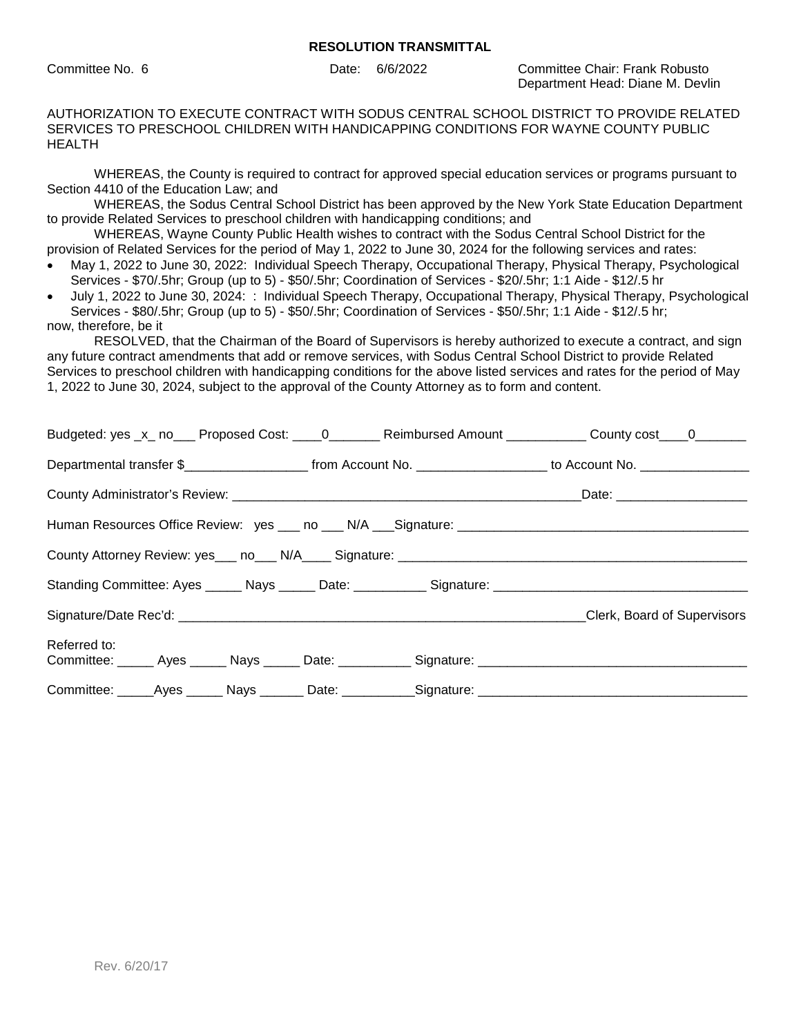**RESOLUTION TRANSMITTAL**

Committee No. 6

Date: 6/6/2022

Committee Chair: Frank Robusto
Department Head: Diane M. Devlin

AUTHORIZATION TO EXECUTE CONTRACT WITH SODUS CENTRAL SCHOOL DISTRICT TO PROVIDE RELATED SERVICES TO PRESCHOOL CHILDREN WITH HANDICAPPING CONDITIONS FOR WAYNE COUNTY PUBLIC HEALTH

WHEREAS, the County is required to contract for approved special education services or programs pursuant to Section 4410 of the Education Law; and

WHEREAS, the Sodus Central School District has been approved by the New York State Education Department to provide Related Services to preschool children with handicapping conditions; and

WHEREAS, Wayne County Public Health wishes to contract with the Sodus Central School District for the provision of Related Services for the period of May 1, 2022 to June 30, 2024 for the following services and rates:

- May 1, 2022 to June 30, 2022: Individual Speech Therapy, Occupational Therapy, Physical Therapy, Psychological Services - $70/.5hr; Group (up to 5) - $50/.5hr; Coordination of Services - $20/.5hr; 1:1 Aide - $12/.5 hr
- July 1, 2022 to June 30, 2024: : Individual Speech Therapy, Occupational Therapy, Physical Therapy, Psychological Services - $80/.5hr; Group (up to 5) - $50/.5hr; Coordination of Services - $50/.5hr; 1:1 Aide - $12/.5 hr;

now, therefore, be it

RESOLVED, that the Chairman of the Board of Supervisors is hereby authorized to execute a contract, and sign any future contract amendments that add or remove services, with Sodus Central School District to provide Related Services to preschool children with handicapping conditions for the above listed services and rates for the period of May 1, 2022 to June 30, 2024, subject to the approval of the County Attorney as to form and content.

Budgeted: yes _x_ no___ Proposed Cost: ____0_______ Reimbursed Amount ___________ County cost____0_______

Departmental transfer $_________________ from Account No. _________________ to Account No. _______________

County Administrator's Review: _________________________________________________Date: _________________

Human Resources Office Review: yes ___ no ___ N/A ___Signature: ________________________________________

County Attorney Review: yes___ no___ N/A____ Signature: _________________________________________________

Standing Committee: Ayes _____ Nays _____ Date: __________ Signature: ___________________________________

Signature/Date Rec'd: _________________________________________________________Clerk, Board of Supervisors

Referred to:
Committee: _____ Ayes _____ Nays _____ Date: __________ Signature: ____________________________________

Committee: _____Ayes _____ Nays ______ Date: __________Signature: ____________________________________

Rev. 6/20/17